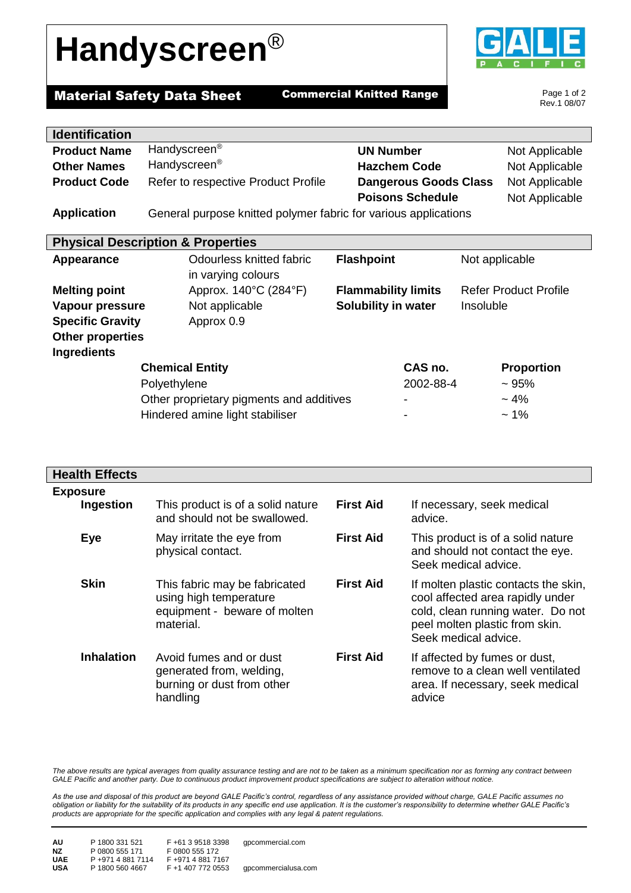# Handyscreen®

**Material Safety Data Sheet** **Commercial Knitted Range**

Rev.1 08/07

## Identification

| | | | |
|---|---|---|---|
| **Product Name** | Handyscreen® | **UN Number** | Not Applicable |
| **Other Names** | Handyscreen® | **Hazchem Code** | Not Applicable |
| **Product Code** | Refer to respective Product Profile | **Dangerous Goods Class** | Not Applicable |
| | | **Poisons Schedule** | Not Applicable |
| **Application** | General purpose knitted polymer fabric for various applications | | |

## Physical Description & Properties

| | | | |
|---|---|---|---|
| **Appearance** | Odourless knitted fabric in varying colours | **Flashpoint** | Not applicable |
| **Melting point** | Approx. 140°C (284°F) | **Flammability limits** | Refer Product Profile |
| **Vapour pressure** | Not applicable | **Solubility in water** | Insoluble |
| **Specific Gravity** | Approx 0.9 | | |
| **Other properties** | | | |

**Ingredients**

| Chemical Entity | CAS no. | Proportion |
|---|---|---|
| Polyethylene | 2002-88-4 | ~ 95% |
| Other proprietary pigments and additives | - | ~ 4% |
| Hindered amine light stabiliser | - | ~ 1% |

## Health Effects

**Exposure**

| | | | |
|---|---|---|---|
| **Ingestion** | This product is of a solid nature and should not be swallowed. | **First Aid** | If necessary, seek medical advice. |
| **Eye** | May irritate the eye from physical contact. | **First Aid** | This product is of a solid nature and should not contact the eye. Seek medical advice. |
| **Skin** | This fabric may be fabricated using high temperature equipment - beware of molten material. | **First Aid** | If molten plastic contacts the skin, cool affected area rapidly under cold, clean running water. Do not peel molten plastic from skin. Seek medical advice. |
| **Inhalation** | Avoid fumes and or dust generated from, welding, burning or dust from other handling | **First Aid** | If affected by fumes or dust, remove to a clean well ventilated area. If necessary, seek medical advice |

*The above results are typical averages from quality assurance testing and are not to be taken as a minimum specification nor as forming any contract between GALE Pacific and another party. Due to continuous product improvement product specifications are subject to alteration without notice.*

*As the use and disposal of this product are beyond GALE Pacific's control, regardless of any assistance provided without charge, GALE Pacific assumes no obligation or liability for the suitability of its products in any specific end use application. It is the customer's responsibility to determine whether GALE Pacific's products are appropriate for the specific application and complies with any legal & patent regulations.*

| | | | |
|---|---|---|---|
| **AU** | P 1800 331 521 | F +61 3 9518 3398 | gpcommercial.com |
| **NZ** | P 0800 555 171 | F 0800 555 172 | |
| **UAE** | P +971 4 881 7114 | F +971 4 881 7167 | |
| **USA** | P 1800 560 4667 | F +1 407 772 0553 | gpcommercialusa.com |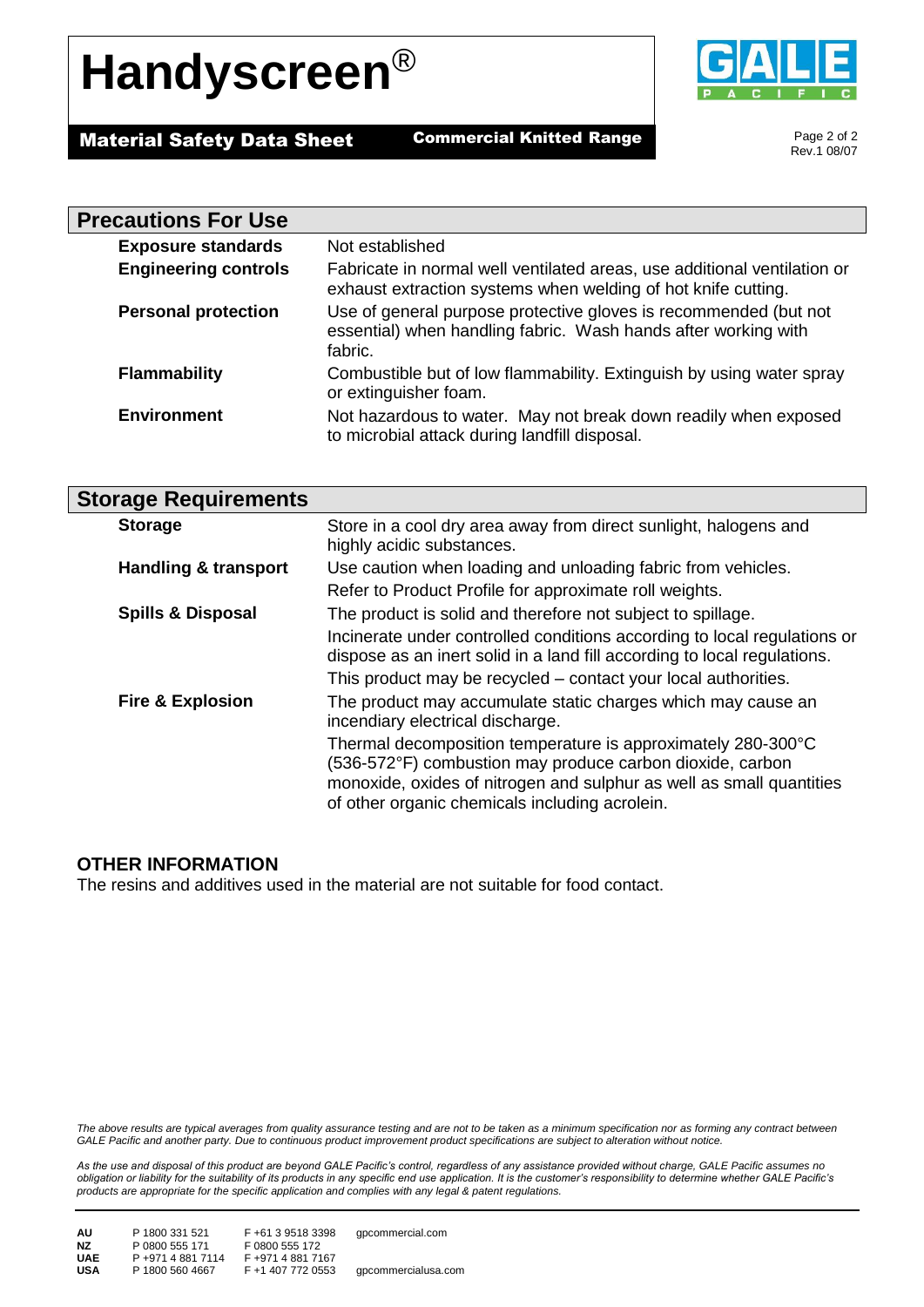## Precautions For Use

| | |
|---|---|
| **Exposure standards** | Not established |
| **Engineering controls** | Fabricate in normal well ventilated areas, use additional ventilation or exhaust extraction systems when welding of hot knife cutting. |
| **Personal protection** | Use of general purpose protective gloves is recommended (but not essential) when handling fabric. Wash hands after working with fabric. |
| **Flammability** | Combustible but of low flammability. Extinguish by using water spray or extinguisher foam. |
| **Environment** | Not hazardous to water. May not break down readily when exposed to microbial attack during landfill disposal. |

## Storage Requirements

| | |
|---|---|
| **Storage** | Store in a cool dry area away from direct sunlight, halogens and highly acidic substances. |
| **Handling & transport** | Use caution when loading and unloading fabric from vehicles. Refer to Product Profile for approximate roll weights. |
| **Spills & Disposal** | The product is solid and therefore not subject to spillage. Incinerate under controlled conditions according to local regulations or dispose as an inert solid in a land fill according to local regulations. This product may be recycled – contact your local authorities. |
| **Fire & Explosion** | The product may accumulate static charges which may cause an incendiary electrical discharge. Thermal decomposition temperature is approximately 280-300°C (536-572°F) combustion may produce carbon dioxide, carbon monoxide, oxides of nitrogen and sulphur as well as small quantities of other organic chemicals including acrolein. |

### OTHER INFORMATION

The resins and additives used in the material are not suitable for food contact.

*The above results are typical averages from quality assurance testing and are not to be taken as a minimum specification nor as forming any contract between GALE Pacific and another party. Due to continuous product improvement product specifications are subject to alteration without notice.*

*As the use and disposal of this product are beyond GALE Pacific's control, regardless of any assistance provided without charge, GALE Pacific assumes no obligation or liability for the suitability of its products in any specific end use application. It is the customer's responsibility to determine whether GALE Pacific's products are appropriate for the specific application and complies with any legal & patent regulations.*

| | | | |
|---|---|---|---|
| **AU** | P 1800 331 521 | F +61 3 9518 3398 | gpcommercial.com |
| **NZ** | P 0800 555 171 | F 0800 555 172 | |
| **UAE** | P +971 4 881 7114 | F +971 4 881 7167 | |
| **USA** | P 1800 560 4667 | F +1 407 772 0553 | gpcommercialusa.com |